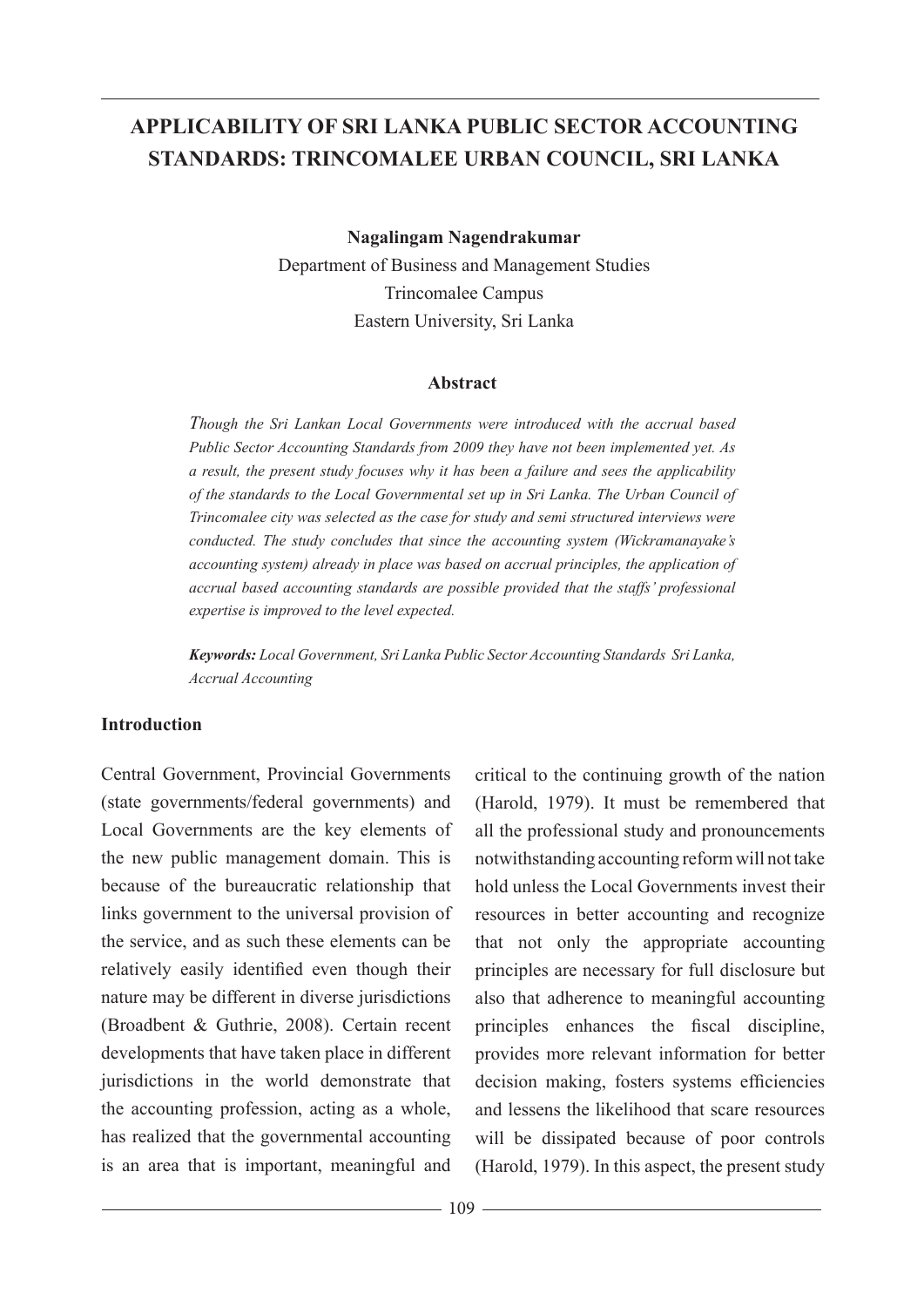# APPLICABILITY OF SRI LANKA PUBLIC SECTOR ACCOUNTING STANDARDS: TRINCOMALEE URBAN COUNCIL, SRI LANKA

**Nagalingam Nagendrakumar**

Department of Business and Management Studies

Trincomalee Campus

Eastern University, Sri Lanka

## Abstract

*Though the Sri Lankan Local Governments were introduced with the accrual based Public Sector Accounting Standards from 2009 they have not been implemented yet. As a result, the present study focuses why it has been a failure and sees the applicability of the standards to the Local Governmental set up in Sri Lanka. The Urban Council of Trincomalee city was selected as the case for study and semi structured interviews were conducted. The study concludes that since the accounting system (Wickramanayake's accounting system) already in place was based on accrual principles, the application of accrual based accounting standards are possible provided that the staffs' professional expertise is improved to the level expected.*

***Keywords:*** *Local Government, Sri Lanka Public Sector Accounting Standards Sri Lanka, Accrual Accounting*

## Introduction

Central Government, Provincial Governments (state governments/federal governments) and Local Governments are the key elements of the new public management domain. This is because of the bureaucratic relationship that links government to the universal provision of the service, and as such these elements can be relatively easily identified even though their nature may be different in diverse jurisdictions (Broadbent & Guthrie, 2008). Certain recent developments that have taken place in different jurisdictions in the world demonstrate that the accounting profession, acting as a whole, has realized that the governmental accounting is an area that is important, meaningful and critical to the continuing growth of the nation (Harold, 1979). It must be remembered that all the professional study and pronouncements notwithstanding accounting reform will not take hold unless the Local Governments invest their resources in better accounting and recognize that not only the appropriate accounting principles are necessary for full disclosure but also that adherence to meaningful accounting principles enhances the fiscal discipline, provides more relevant information for better decision making, fosters systems efficiencies and lessens the likelihood that scare resources will be dissipated because of poor controls (Harold, 1979). In this aspect, the present study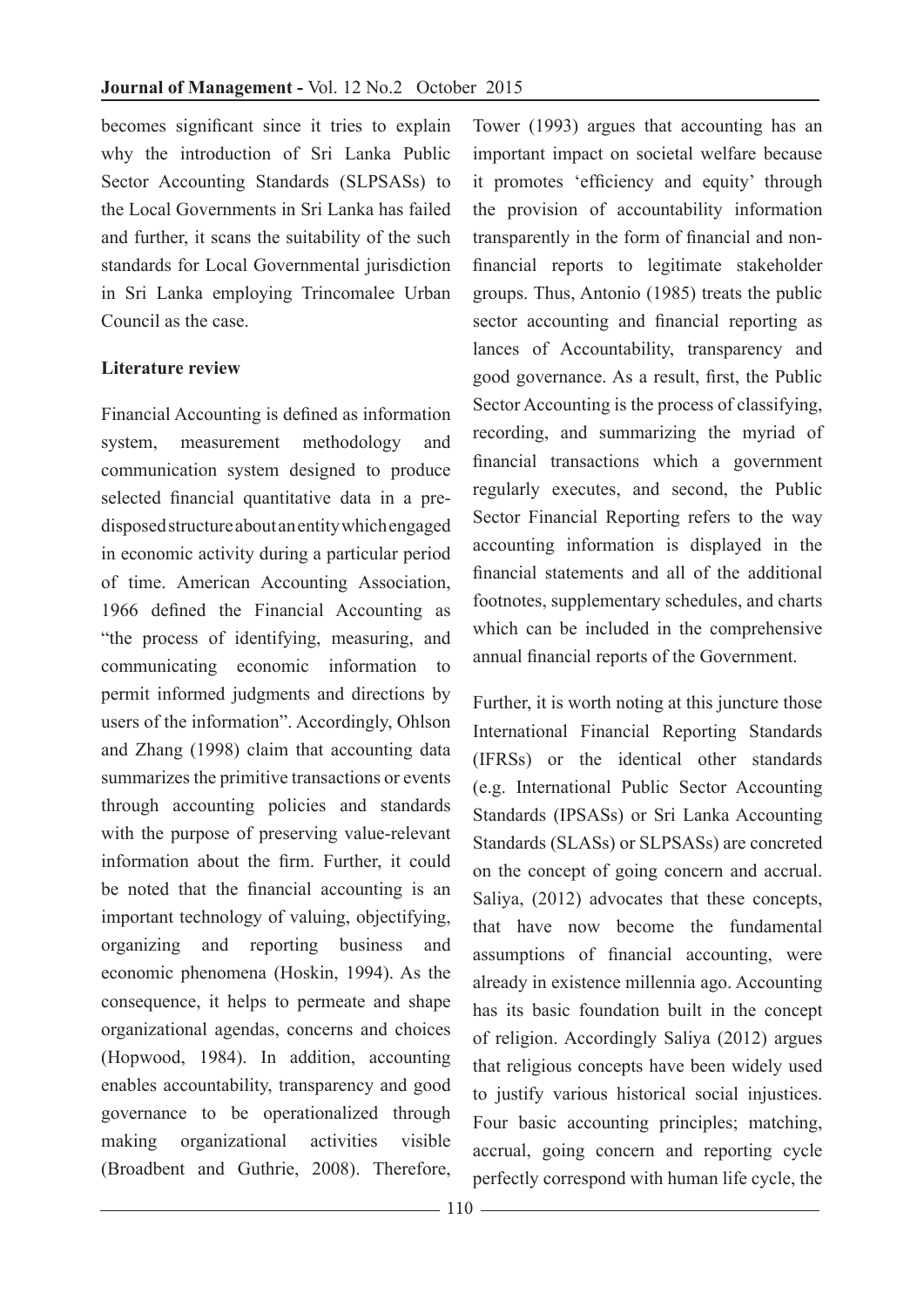becomes significant since it tries to explain why the introduction of Sri Lanka Public Sector Accounting Standards (SLPSASs) to the Local Governments in Sri Lanka has failed and further, it scans the suitability of the such standards for Local Governmental jurisdiction in Sri Lanka employing Trincomalee Urban Council as the case.

## Literature review

Financial Accounting is defined as information system, measurement methodology and communication system designed to produce selected financial quantitative data in a pre-disposed structure about an entity which engaged in economic activity during a particular period of time. American Accounting Association, 1966 defined the Financial Accounting as "the process of identifying, measuring, and communicating economic information to permit informed judgments and directions by users of the information". Accordingly, Ohlson and Zhang (1998) claim that accounting data summarizes the primitive transactions or events through accounting policies and standards with the purpose of preserving value-relevant information about the firm. Further, it could be noted that the financial accounting is an important technology of valuing, objectifying, organizing and reporting business and economic phenomena (Hoskin, 1994). As the consequence, it helps to permeate and shape organizational agendas, concerns and choices (Hopwood, 1984). In addition, accounting enables accountability, transparency and good governance to be operationalized through making organizational activities visible (Broadbent and Guthrie, 2008). Therefore, Tower (1993) argues that accounting has an important impact on societal welfare because it promotes 'efficiency and equity' through the provision of accountability information transparently in the form of financial and non-financial reports to legitimate stakeholder groups. Thus, Antonio (1985) treats the public sector accounting and financial reporting as lances of Accountability, transparency and good governance. As a result, first, the Public Sector Accounting is the process of classifying, recording, and summarizing the myriad of financial transactions which a government regularly executes, and second, the Public Sector Financial Reporting refers to the way accounting information is displayed in the financial statements and all of the additional footnotes, supplementary schedules, and charts which can be included in the comprehensive annual financial reports of the Government.

Further, it is worth noting at this juncture those International Financial Reporting Standards (IFRSs) or the identical other standards (e.g. International Public Sector Accounting Standards (IPSASs) or Sri Lanka Accounting Standards (SLASs) or SLPSASs) are concreted on the concept of going concern and accrual. Saliya, (2012) advocates that these concepts, that have now become the fundamental assumptions of financial accounting, were already in existence millennia ago. Accounting has its basic foundation built in the concept of religion. Accordingly Saliya (2012) argues that religious concepts have been widely used to justify various historical social injustices. Four basic accounting principles; matching, accrual, going concern and reporting cycle perfectly correspond with human life cycle, the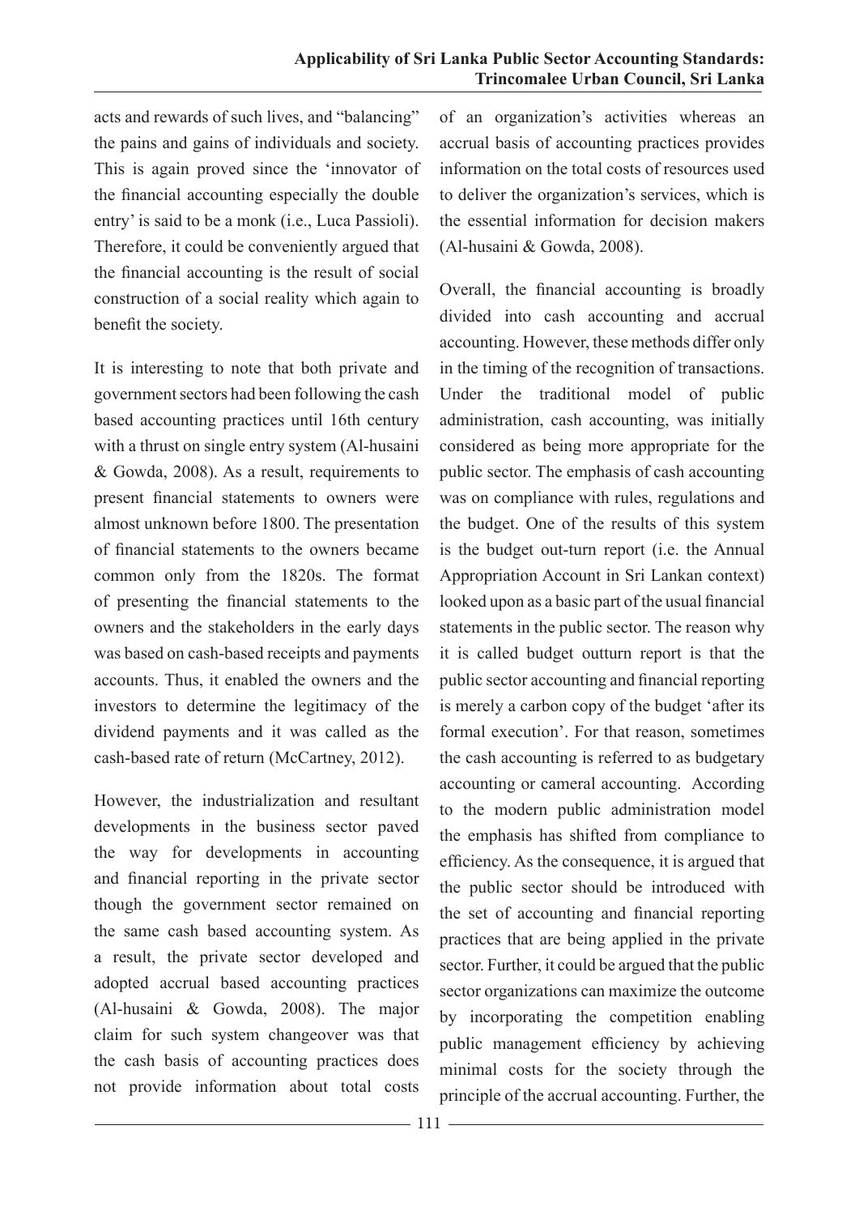acts and rewards of such lives, and "balancing" the pains and gains of individuals and society. This is again proved since the 'innovator of the financial accounting especially the double entry' is said to be a monk (i.e., Luca Passioli). Therefore, it could be conveniently argued that the financial accounting is the result of social construction of a social reality which again to benefit the society.

It is interesting to note that both private and government sectors had been following the cash based accounting practices until 16th century with a thrust on single entry system (Al-husaini & Gowda, 2008). As a result, requirements to present financial statements to owners were almost unknown before 1800. The presentation of financial statements to the owners became common only from the 1820s. The format of presenting the financial statements to the owners and the stakeholders in the early days was based on cash-based receipts and payments accounts. Thus, it enabled the owners and the investors to determine the legitimacy of the dividend payments and it was called as the cash-based rate of return (McCartney, 2012).

However, the industrialization and resultant developments in the business sector paved the way for developments in accounting and financial reporting in the private sector though the government sector remained on the same cash based accounting system. As a result, the private sector developed and adopted accrual based accounting practices (Al-husaini & Gowda, 2008). The major claim for such system changeover was that the cash basis of accounting practices does not provide information about total costs of an organization's activities whereas an accrual basis of accounting practices provides information on the total costs of resources used to deliver the organization's services, which is the essential information for decision makers (Al-husaini & Gowda, 2008).

Overall, the financial accounting is broadly divided into cash accounting and accrual accounting. However, these methods differ only in the timing of the recognition of transactions. Under the traditional model of public administration, cash accounting, was initially considered as being more appropriate for the public sector. The emphasis of cash accounting was on compliance with rules, regulations and the budget. One of the results of this system is the budget out-turn report (i.e. the Annual Appropriation Account in Sri Lankan context) looked upon as a basic part of the usual financial statements in the public sector. The reason why it is called budget outturn report is that the public sector accounting and financial reporting is merely a carbon copy of the budget 'after its formal execution'. For that reason, sometimes the cash accounting is referred to as budgetary accounting or cameral accounting. According to the modern public administration model the emphasis has shifted from compliance to efficiency. As the consequence, it is argued that the public sector should be introduced with the set of accounting and financial reporting practices that are being applied in the private sector. Further, it could be argued that the public sector organizations can maximize the outcome by incorporating the competition enabling public management efficiency by achieving minimal costs for the society through the principle of the accrual accounting. Further, the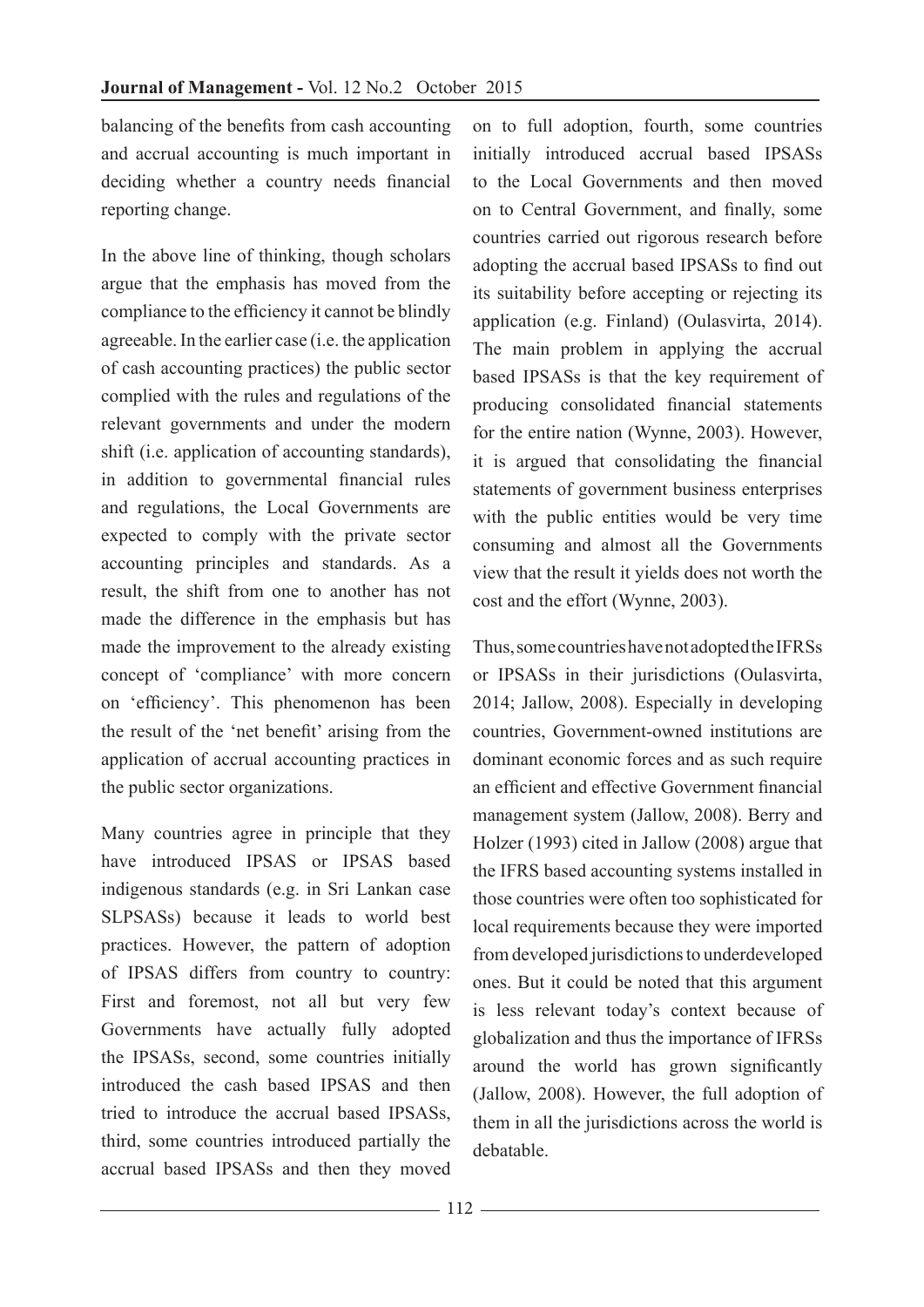balancing of the benefits from cash accounting and accrual accounting is much important in deciding whether a country needs financial reporting change.

In the above line of thinking, though scholars argue that the emphasis has moved from the compliance to the efficiency it cannot be blindly agreeable. In the earlier case (i.e. the application of cash accounting practices) the public sector complied with the rules and regulations of the relevant governments and under the modern shift (i.e. application of accounting standards), in addition to governmental financial rules and regulations, the Local Governments are expected to comply with the private sector accounting principles and standards. As a result, the shift from one to another has not made the difference in the emphasis but has made the improvement to the already existing concept of 'compliance' with more concern on 'efficiency'. This phenomenon has been the result of the 'net benefit' arising from the application of accrual accounting practices in the public sector organizations.

Many countries agree in principle that they have introduced IPSAS or IPSAS based indigenous standards (e.g. in Sri Lankan case SLPSASs) because it leads to world best practices. However, the pattern of adoption of IPSAS differs from country to country: First and foremost, not all but very few Governments have actually fully adopted the IPSASs, second, some countries initially introduced the cash based IPSAS and then tried to introduce the accrual based IPSASs, third, some countries introduced partially the accrual based IPSASs and then they moved on to full adoption, fourth, some countries initially introduced accrual based IPSASs to the Local Governments and then moved on to Central Government, and finally, some countries carried out rigorous research before adopting the accrual based IPSASs to find out its suitability before accepting or rejecting its application (e.g. Finland) (Oulasvirta, 2014). The main problem in applying the accrual based IPSASs is that the key requirement of producing consolidated financial statements for the entire nation (Wynne, 2003). However, it is argued that consolidating the financial statements of government business enterprises with the public entities would be very time consuming and almost all the Governments view that the result it yields does not worth the cost and the effort (Wynne, 2003).

Thus, some countries have not adopted the IFRSs or IPSASs in their jurisdictions (Oulasvirta, 2014; Jallow, 2008). Especially in developing countries, Government-owned institutions are dominant economic forces and as such require an efficient and effective Government financial management system (Jallow, 2008). Berry and Holzer (1993) cited in Jallow (2008) argue that the IFRS based accounting systems installed in those countries were often too sophisticated for local requirements because they were imported from developed jurisdictions to underdeveloped ones. But it could be noted that this argument is less relevant today's context because of globalization and thus the importance of IFRSs around the world has grown significantly (Jallow, 2008). However, the full adoption of them in all the jurisdictions across the world is debatable.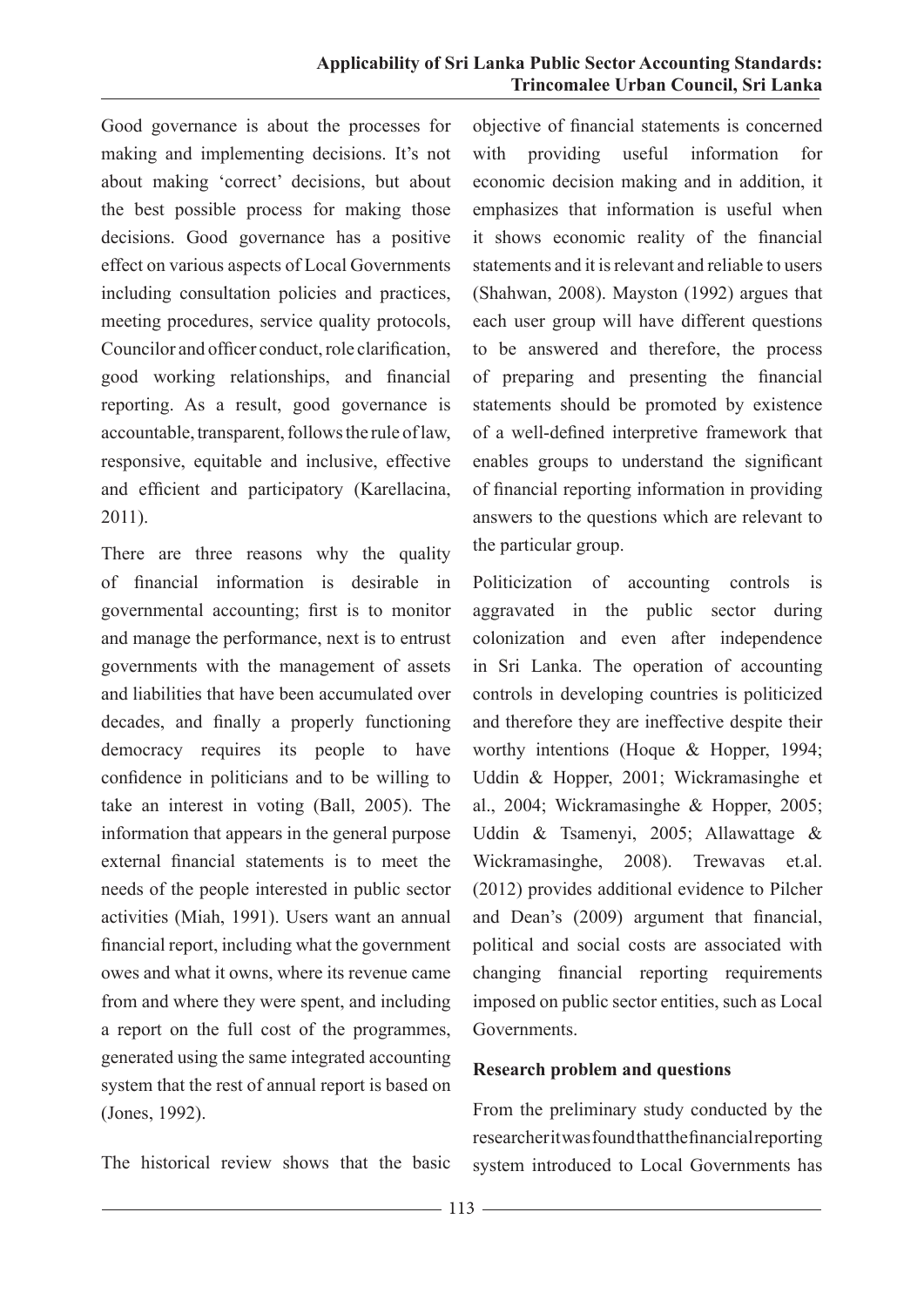Good governance is about the processes for making and implementing decisions. It's not about making 'correct' decisions, but about the best possible process for making those decisions. Good governance has a positive effect on various aspects of Local Governments including consultation policies and practices, meeting procedures, service quality protocols, Councilor and officer conduct, role clarification, good working relationships, and financial reporting. As a result, good governance is accountable, transparent, follows the rule of law, responsive, equitable and inclusive, effective and efficient and participatory (Karellacina, 2011).

There are three reasons why the quality of financial information is desirable in governmental accounting; first is to monitor and manage the performance, next is to entrust governments with the management of assets and liabilities that have been accumulated over decades, and finally a properly functioning democracy requires its people to have confidence in politicians and to be willing to take an interest in voting (Ball, 2005). The information that appears in the general purpose external financial statements is to meet the needs of the people interested in public sector activities (Miah, 1991). Users want an annual financial report, including what the government owes and what it owns, where its revenue came from and where they were spent, and including a report on the full cost of the programmes, generated using the same integrated accounting system that the rest of annual report is based on (Jones, 1992).

The historical review shows that the basic objective of financial statements is concerned with providing useful information for economic decision making and in addition, it emphasizes that information is useful when it shows economic reality of the financial statements and it is relevant and reliable to users (Shahwan, 2008). Mayston (1992) argues that each user group will have different questions to be answered and therefore, the process of preparing and presenting the financial statements should be promoted by existence of a well-defined interpretive framework that enables groups to understand the significant of financial reporting information in providing answers to the questions which are relevant to the particular group.

Politicization of accounting controls is aggravated in the public sector during colonization and even after independence in Sri Lanka. The operation of accounting controls in developing countries is politicized and therefore they are ineffective despite their worthy intentions (Hoque & Hopper, 1994; Uddin & Hopper, 2001; Wickramasinghe et al., 2004; Wickramasinghe & Hopper, 2005; Uddin & Tsamenyi, 2005; Allawattage & Wickramasinghe, 2008). Trewavas et.al. (2012) provides additional evidence to Pilcher and Dean's (2009) argument that financial, political and social costs are associated with changing financial reporting requirements imposed on public sector entities, such as Local Governments.

**Research problem and questions**

From the preliminary study conducted by the researcher it was found that the financial reporting system introduced to Local Governments has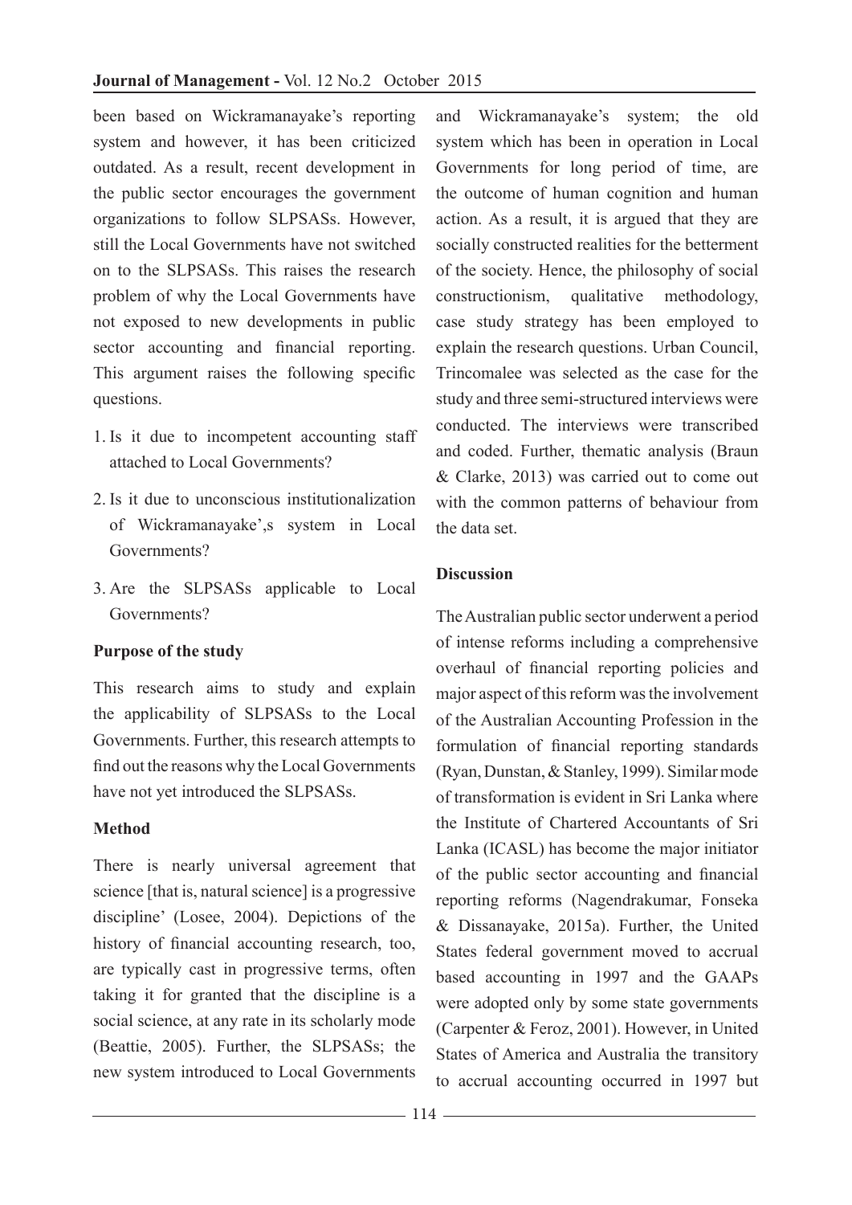been based on Wickramanayake's reporting system and however, it has been criticized outdated. As a result, recent development in the public sector encourages the government organizations to follow SLPSASs. However, still the Local Governments have not switched on to the SLPSASs. This raises the research problem of why the Local Governments have not exposed to new developments in public sector accounting and financial reporting. This argument raises the following specific questions.

1. Is it due to incompetent accounting staff attached to Local Governments?
2. Is it due to unconscious institutionalization of Wickramanayake',s system in Local Governments?
3. Are the SLPSASs applicable to Local Governments?

**Purpose of the study**

This research aims to study and explain the applicability of SLPSASs to the Local Governments. Further, this research attempts to find out the reasons why the Local Governments have not yet introduced the SLPSASs.

**Method**

There is nearly universal agreement that science [that is, natural science] is a progressive discipline' (Losee, 2004). Depictions of the history of financial accounting research, too, are typically cast in progressive terms, often taking it for granted that the discipline is a social science, at any rate in its scholarly mode (Beattie, 2005). Further, the SLPSASs; the new system introduced to Local Governments and Wickramanayake's system; the old system which has been in operation in Local Governments for long period of time, are the outcome of human cognition and human action. As a result, it is argued that they are socially constructed realities for the betterment of the society. Hence, the philosophy of social constructionism, qualitative methodology, case study strategy has been employed to explain the research questions. Urban Council, Trincomalee was selected as the case for the study and three semi-structured interviews were conducted. The interviews were transcribed and coded. Further, thematic analysis (Braun & Clarke, 2013) was carried out to come out with the common patterns of behaviour from the data set.

**Discussion**

The Australian public sector underwent a period of intense reforms including a comprehensive overhaul of financial reporting policies and major aspect of this reform was the involvement of the Australian Accounting Profession in the formulation of financial reporting standards (Ryan, Dunstan, & Stanley, 1999). Similar mode of transformation is evident in Sri Lanka where the Institute of Chartered Accountants of Sri Lanka (ICASL) has become the major initiator of the public sector accounting and financial reporting reforms (Nagendrakumar, Fonseka & Dissanayake, 2015a). Further, the United States federal government moved to accrual based accounting in 1997 and the GAAPs were adopted only by some state governments (Carpenter & Feroz, 2001). However, in United States of America and Australia the transitory to accrual accounting occurred in 1997 but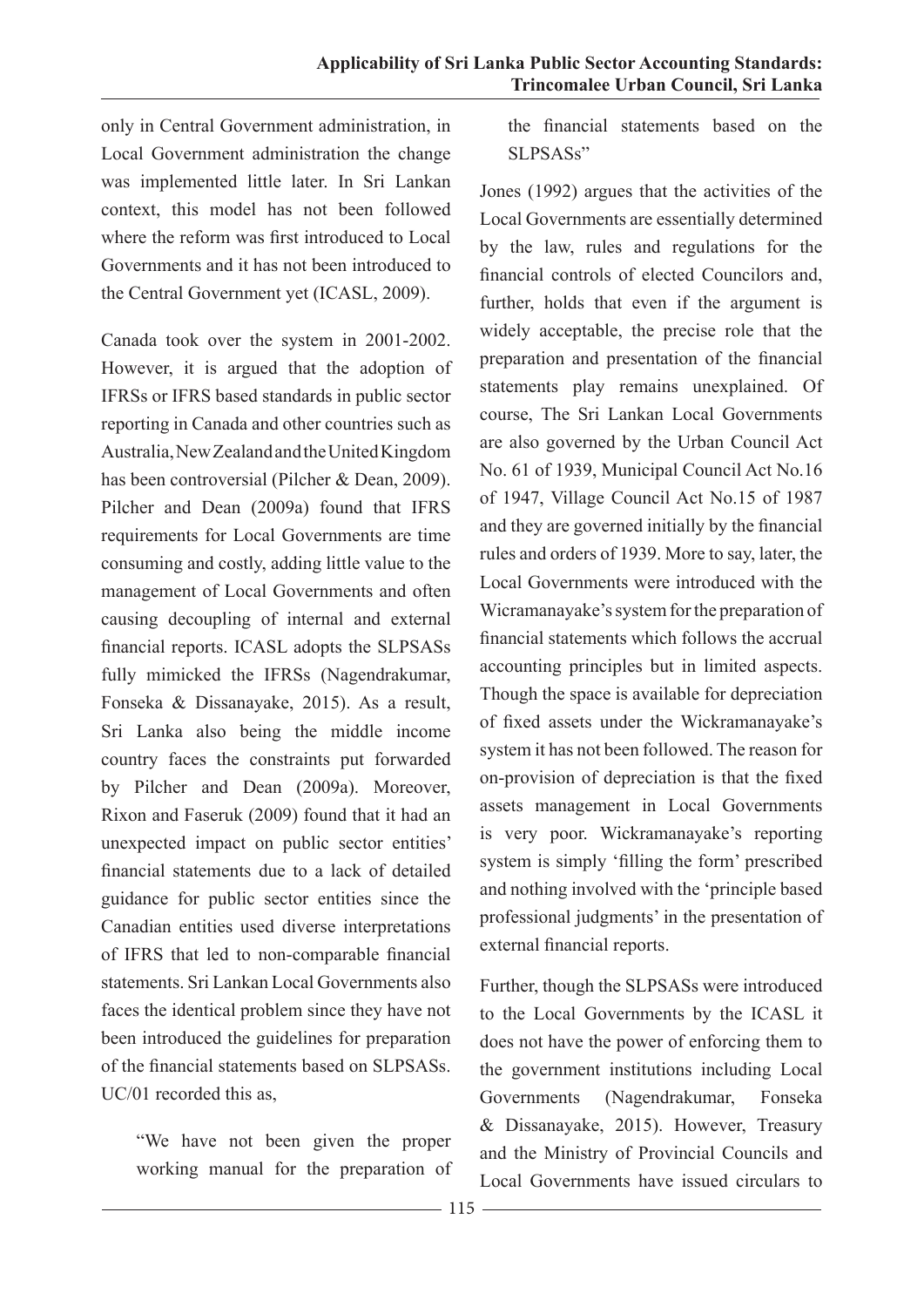only in Central Government administration, in Local Government administration the change was implemented little later. In Sri Lankan context, this model has not been followed where the reform was first introduced to Local Governments and it has not been introduced to the Central Government yet (ICASL, 2009).

Canada took over the system in 2001-2002. However, it is argued that the adoption of IFRSs or IFRS based standards in public sector reporting in Canada and other countries such as Australia, New Zealand and the United Kingdom has been controversial (Pilcher & Dean, 2009). Pilcher and Dean (2009a) found that IFRS requirements for Local Governments are time consuming and costly, adding little value to the management of Local Governments and often causing decoupling of internal and external financial reports. ICASL adopts the SLPSASs fully mimicked the IFRSs (Nagendrakumar, Fonseka & Dissanayake, 2015). As a result, Sri Lanka also being the middle income country faces the constraints put forwarded by Pilcher and Dean (2009a). Moreover, Rixon and Faseruk (2009) found that it had an unexpected impact on public sector entities' financial statements due to a lack of detailed guidance for public sector entities since the Canadian entities used diverse interpretations of IFRS that led to non-comparable financial statements. Sri Lankan Local Governments also faces the identical problem since they have not been introduced the guidelines for preparation of the financial statements based on SLPSASs. UC/01 recorded this as,

> "We have not been given the proper working manual for the preparation of the financial statements based on the SLPSASs"

Jones (1992) argues that the activities of the Local Governments are essentially determined by the law, rules and regulations for the financial controls of elected Councilors and, further, holds that even if the argument is widely acceptable, the precise role that the preparation and presentation of the financial statements play remains unexplained. Of course, The Sri Lankan Local Governments are also governed by the Urban Council Act No. 61 of 1939, Municipal Council Act No.16 of 1947, Village Council Act No.15 of 1987 and they are governed initially by the financial rules and orders of 1939. More to say, later, the Local Governments were introduced with the Wicramanayake's system for the preparation of financial statements which follows the accrual accounting principles but in limited aspects. Though the space is available for depreciation of fixed assets under the Wickramanayake's system it has not been followed. The reason for on-provision of depreciation is that the fixed assets management in Local Governments is very poor. Wickramanayake's reporting system is simply 'filling the form' prescribed and nothing involved with the 'principle based professional judgments' in the presentation of external financial reports.

Further, though the SLPSASs were introduced to the Local Governments by the ICASL it does not have the power of enforcing them to the government institutions including Local Governments (Nagendrakumar, Fonseka & Dissanayake, 2015). However, Treasury and the Ministry of Provincial Councils and Local Governments have issued circulars to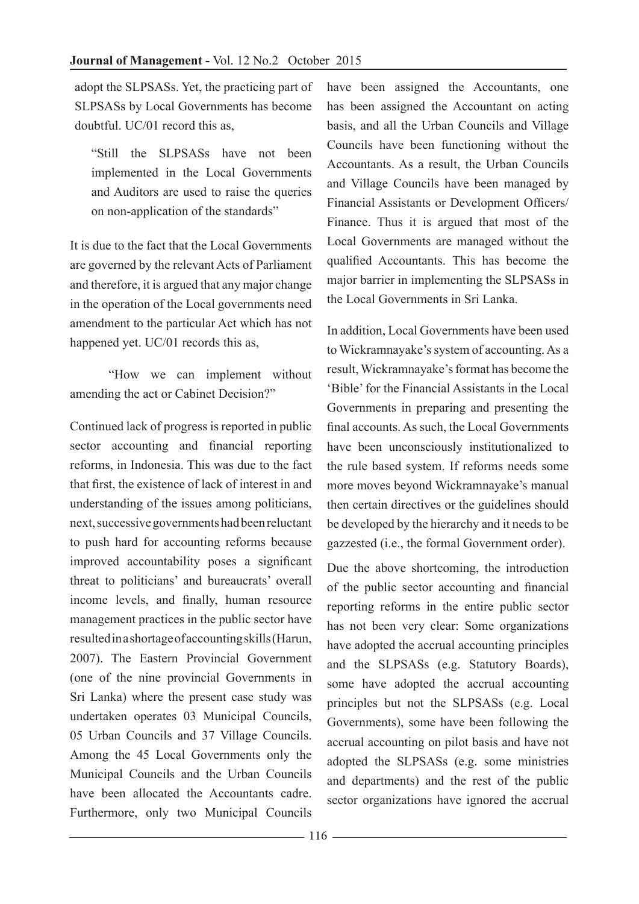adopt the SLPSASs. Yet, the practicing part of SLPSASs by Local Governments has become doubtful. UC/01 record this as,

> "Still the SLPSASs have not been implemented in the Local Governments and Auditors are used to raise the queries on non-application of the standards"

It is due to the fact that the Local Governments are governed by the relevant Acts of Parliament and therefore, it is argued that any major change in the operation of the Local governments need amendment to the particular Act which has not happened yet. UC/01 records this as,

> "How we can implement without amending the act or Cabinet Decision?"

Continued lack of progress is reported in public sector accounting and financial reporting reforms, in Indonesia. This was due to the fact that first, the existence of lack of interest in and understanding of the issues among politicians, next, successive governments had been reluctant to push hard for accounting reforms because improved accountability poses a significant threat to politicians' and bureaucrats' overall income levels, and finally, human resource management practices in the public sector have resulted in a shortage of accounting skills (Harun, 2007). The Eastern Provincial Government (one of the nine provincial Governments in Sri Lanka) where the present case study was undertaken operates 03 Municipal Councils, 05 Urban Councils and 37 Village Councils. Among the 45 Local Governments only the Municipal Councils and the Urban Councils have been allocated the Accountants cadre. Furthermore, only two Municipal Councils have been assigned the Accountants, one has been assigned the Accountant on acting basis, and all the Urban Councils and Village Councils have been functioning without the Accountants. As a result, the Urban Councils and Village Councils have been managed by Financial Assistants or Development Officers/ Finance. Thus it is argued that most of the Local Governments are managed without the qualified Accountants. This has become the major barrier in implementing the SLPSASs in the Local Governments in Sri Lanka.

In addition, Local Governments have been used to Wickramnayake's system of accounting. As a result, Wickramnayake's format has become the 'Bible' for the Financial Assistants in the Local Governments in preparing and presenting the final accounts. As such, the Local Governments have been unconsciously institutionalized to the rule based system. If reforms needs some more moves beyond Wickramnayake's manual then certain directives or the guidelines should be developed by the hierarchy and it needs to be gazzested (i.e., the formal Government order).

Due the above shortcoming, the introduction of the public sector accounting and financial reporting reforms in the entire public sector has not been very clear: Some organizations have adopted the accrual accounting principles and the SLPSASs (e.g. Statutory Boards), some have adopted the accrual accounting principles but not the SLPSASs (e.g. Local Governments), some have been following the accrual accounting on pilot basis and have not adopted the SLPSASs (e.g. some ministries and departments) and the rest of the public sector organizations have ignored the accrual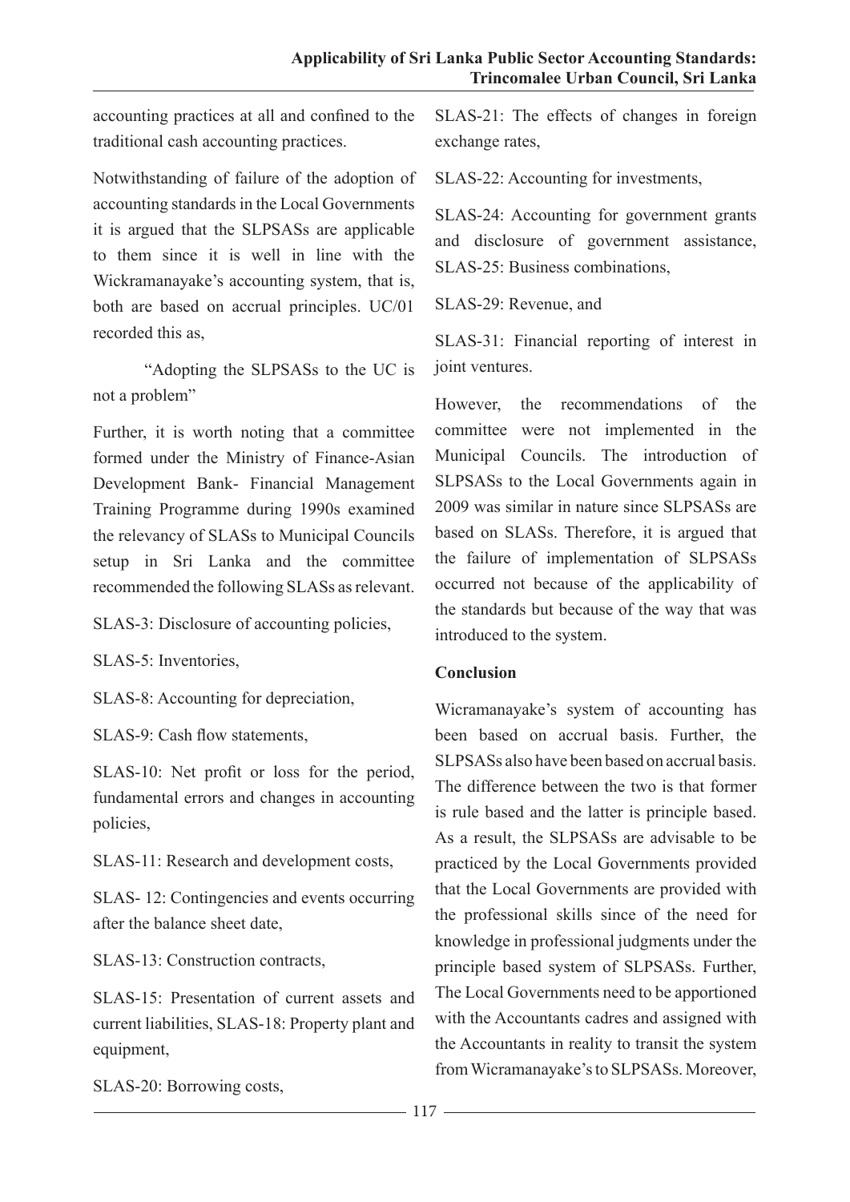accounting practices at all and confined to the traditional cash accounting practices.

Notwithstanding of failure of the adoption of accounting standards in the Local Governments it is argued that the SLPSASs are applicable to them since it is well in line with the Wickramanayake's accounting system, that is, both are based on accrual principles. UC/01 recorded this as,

> "Adopting the SLPSASs to the UC is not a problem"

Further, it is worth noting that a committee formed under the Ministry of Finance-Asian Development Bank- Financial Management Training Programme during 1990s examined the relevancy of SLASs to Municipal Councils setup in Sri Lanka and the committee recommended the following SLASs as relevant.

SLAS-3: Disclosure of accounting policies,

SLAS-5: Inventories,

SLAS-8: Accounting for depreciation,

SLAS-9: Cash flow statements,

SLAS-10: Net profit or loss for the period, fundamental errors and changes in accounting policies,

SLAS-11: Research and development costs,

SLAS- 12: Contingencies and events occurring after the balance sheet date,

SLAS-13: Construction contracts,

SLAS-15: Presentation of current assets and current liabilities, SLAS-18: Property plant and equipment,

SLAS-20: Borrowing costs,

SLAS-21: The effects of changes in foreign exchange rates,

SLAS-22: Accounting for investments,

SLAS-24: Accounting for government grants and disclosure of government assistance, SLAS-25: Business combinations,

SLAS-29: Revenue, and

SLAS-31: Financial reporting of interest in joint ventures.

However, the recommendations of the committee were not implemented in the Municipal Councils. The introduction of SLPSASs to the Local Governments again in 2009 was similar in nature since SLPSASs are based on SLASs. Therefore, it is argued that the failure of implementation of SLPSASs occurred not because of the applicability of the standards but because of the way that was introduced to the system.

## Conclusion

Wicramanayake's system of accounting has been based on accrual basis. Further, the SLPSASs also have been based on accrual basis. The difference between the two is that former is rule based and the latter is principle based. As a result, the SLPSASs are advisable to be practiced by the Local Governments provided that the Local Governments are provided with the professional skills since of the need for knowledge in professional judgments under the principle based system of SLPSASs. Further, The Local Governments need to be apportioned with the Accountants cadres and assigned with the Accountants in reality to transit the system from Wicramanayake's to SLPSASs. Moreover,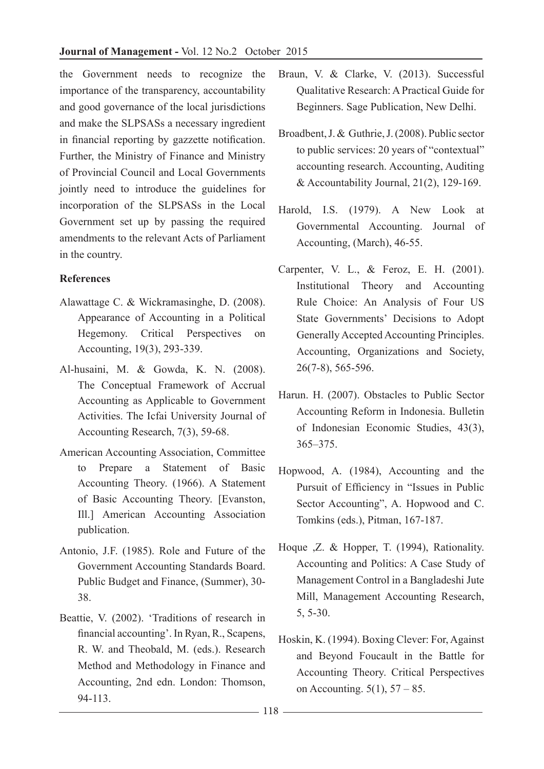the Government needs to recognize the importance of the transparency, accountability and good governance of the local jurisdictions and make the SLPSASs a necessary ingredient in financial reporting by gazzette notification. Further, the Ministry of Finance and Ministry of Provincial Council and Local Governments jointly need to introduce the guidelines for incorporation of the SLPSASs in the Local Government set up by passing the required amendments to the relevant Acts of Parliament in the country.

### References

Alawattage C. & Wickramasinghe, D. (2008). Appearance of Accounting in a Political Hegemony. Critical Perspectives on Accounting, 19(3), 293-339.

Al-husaini, M. & Gowda, K. N. (2008). The Conceptual Framework of Accrual Accounting as Applicable to Government Activities. The Icfai University Journal of Accounting Research, 7(3), 59-68.

American Accounting Association, Committee to Prepare a Statement of Basic Accounting Theory. (1966). A Statement of Basic Accounting Theory. [Evanston, Ill.] American Accounting Association publication.

Antonio, J.F. (1985). Role and Future of the Government Accounting Standards Board. Public Budget and Finance, (Summer), 30-38.

Beattie, V. (2002). 'Traditions of research in financial accounting'. In Ryan, R., Scapens, R. W. and Theobald, M. (eds.). Research Method and Methodology in Finance and Accounting, 2nd edn. London: Thomson, 94-113.

Braun, V. & Clarke, V. (2013). Successful Qualitative Research: A Practical Guide for Beginners. Sage Publication, New Delhi.

Broadbent, J. & Guthrie, J. (2008). Public sector to public services: 20 years of "contextual" accounting research. Accounting, Auditing & Accountability Journal, 21(2), 129-169.

Harold, I.S. (1979). A New Look at Governmental Accounting. Journal of Accounting, (March), 46-55.

Carpenter, V. L., & Feroz, E. H. (2001). Institutional Theory and Accounting Rule Choice: An Analysis of Four US State Governments' Decisions to Adopt Generally Accepted Accounting Principles. Accounting, Organizations and Society, 26(7-8), 565-596.

Harun. H. (2007). Obstacles to Public Sector Accounting Reform in Indonesia. Bulletin of Indonesian Economic Studies, 43(3), 365–375.

Hopwood, A. (1984), Accounting and the Pursuit of Efficiency in "Issues in Public Sector Accounting", A. Hopwood and C. Tomkins (eds.), Pitman, 167-187.

Hoque ,Z. & Hopper, T. (1994), Rationality. Accounting and Politics: A Case Study of Management Control in a Bangladeshi Jute Mill, Management Accounting Research, 5, 5-30.

Hoskin, K. (1994). Boxing Clever: For, Against and Beyond Foucault in the Battle for Accounting Theory. Critical Perspectives on Accounting. 5(1), 57 – 85.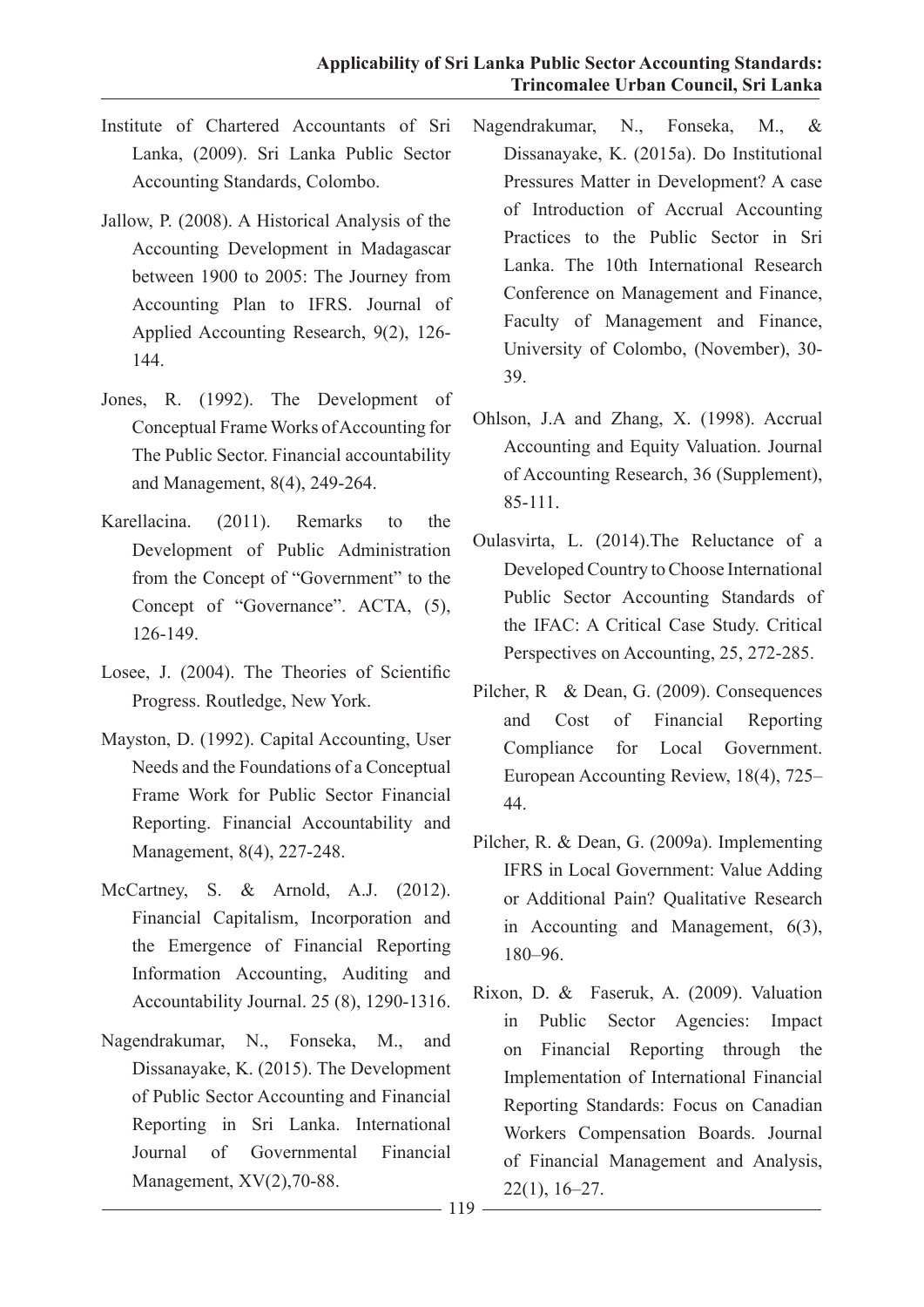Institute of Chartered Accountants of Sri Lanka, (2009). Sri Lanka Public Sector Accounting Standards, Colombo.

Jallow, P. (2008). A Historical Analysis of the Accounting Development in Madagascar between 1900 to 2005: The Journey from Accounting Plan to IFRS. Journal of Applied Accounting Research, 9(2), 126-144.

Jones, R. (1992). The Development of Conceptual Frame Works of Accounting for The Public Sector. Financial accountability and Management, 8(4), 249-264.

Karellacina. (2011). Remarks to the Development of Public Administration from the Concept of "Government" to the Concept of "Governance". ACTA, (5), 126-149.

Losee, J. (2004). The Theories of Scientific Progress. Routledge, New York.

Mayston, D. (1992). Capital Accounting, User Needs and the Foundations of a Conceptual Frame Work for Public Sector Financial Reporting. Financial Accountability and Management, 8(4), 227-248.

McCartney, S. & Arnold, A.J. (2012). Financial Capitalism, Incorporation and the Emergence of Financial Reporting Information Accounting, Auditing and Accountability Journal. 25 (8), 1290-1316.

Nagendrakumar, N., Fonseka, M., and Dissanayake, K. (2015). The Development of Public Sector Accounting and Financial Reporting in Sri Lanka. International Journal of Governmental Financial Management, XV(2),70-88.

Nagendrakumar, N., Fonseka, M., & Dissanayake, K. (2015a). Do Institutional Pressures Matter in Development? A case of Introduction of Accrual Accounting Practices to the Public Sector in Sri Lanka. The 10th International Research Conference on Management and Finance, Faculty of Management and Finance, University of Colombo, (November), 30-39.

Ohlson, J.A and Zhang, X. (1998). Accrual Accounting and Equity Valuation. Journal of Accounting Research, 36 (Supplement), 85-111.

Oulasvirta, L. (2014).The Reluctance of a Developed Country to Choose International Public Sector Accounting Standards of the IFAC: A Critical Case Study. Critical Perspectives on Accounting, 25, 272-285.

Pilcher, R & Dean, G. (2009). Consequences and Cost of Financial Reporting Compliance for Local Government. European Accounting Review, 18(4), 725–44.

Pilcher, R. & Dean, G. (2009a). Implementing IFRS in Local Government: Value Adding or Additional Pain? Qualitative Research in Accounting and Management, 6(3), 180–96.

Rixon, D. & Faseruk, A. (2009). Valuation in Public Sector Agencies: Impact on Financial Reporting through the Implementation of International Financial Reporting Standards: Focus on Canadian Workers Compensation Boards. Journal of Financial Management and Analysis, 22(1), 16–27.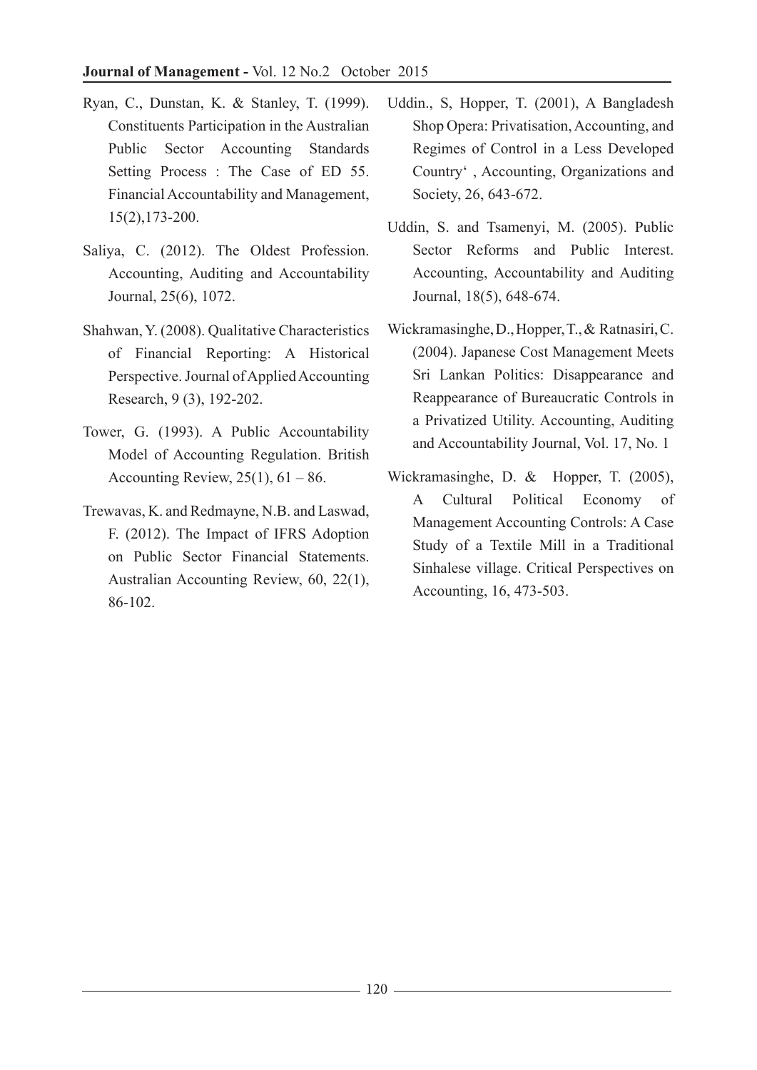Ryan, C., Dunstan, K. & Stanley, T. (1999). Constituents Participation in the Australian Public Sector Accounting Standards Setting Process : The Case of ED 55. Financial Accountability and Management, 15(2),173-200.

Saliya, C. (2012). The Oldest Profession. Accounting, Auditing and Accountability Journal, 25(6), 1072.

Shahwan, Y. (2008). Qualitative Characteristics of Financial Reporting: A Historical Perspective. Journal of Applied Accounting Research, 9 (3), 192-202.

Tower, G. (1993). A Public Accountability Model of Accounting Regulation. British Accounting Review, 25(1), 61 – 86.

Trewavas, K. and Redmayne, N.B. and Laswad, F. (2012). The Impact of IFRS Adoption on Public Sector Financial Statements. Australian Accounting Review, 60, 22(1), 86-102.

Uddin., S, Hopper, T. (2001), A Bangladesh Shop Opera: Privatisation, Accounting, and Regimes of Control in a Less Developed Country' , Accounting, Organizations and Society, 26, 643-672.

Uddin, S. and Tsamenyi, M. (2005). Public Sector Reforms and Public Interest. Accounting, Accountability and Auditing Journal, 18(5), 648-674.

Wickramasinghe, D., Hopper, T., & Ratnasiri, C. (2004). Japanese Cost Management Meets Sri Lankan Politics: Disappearance and Reappearance of Bureaucratic Controls in a Privatized Utility. Accounting, Auditing and Accountability Journal, Vol. 17, No. 1

Wickramasinghe, D. & Hopper, T. (2005), A Cultural Political Economy of Management Accounting Controls: A Case Study of a Textile Mill in a Traditional Sinhalese village. Critical Perspectives on Accounting, 16, 473-503.